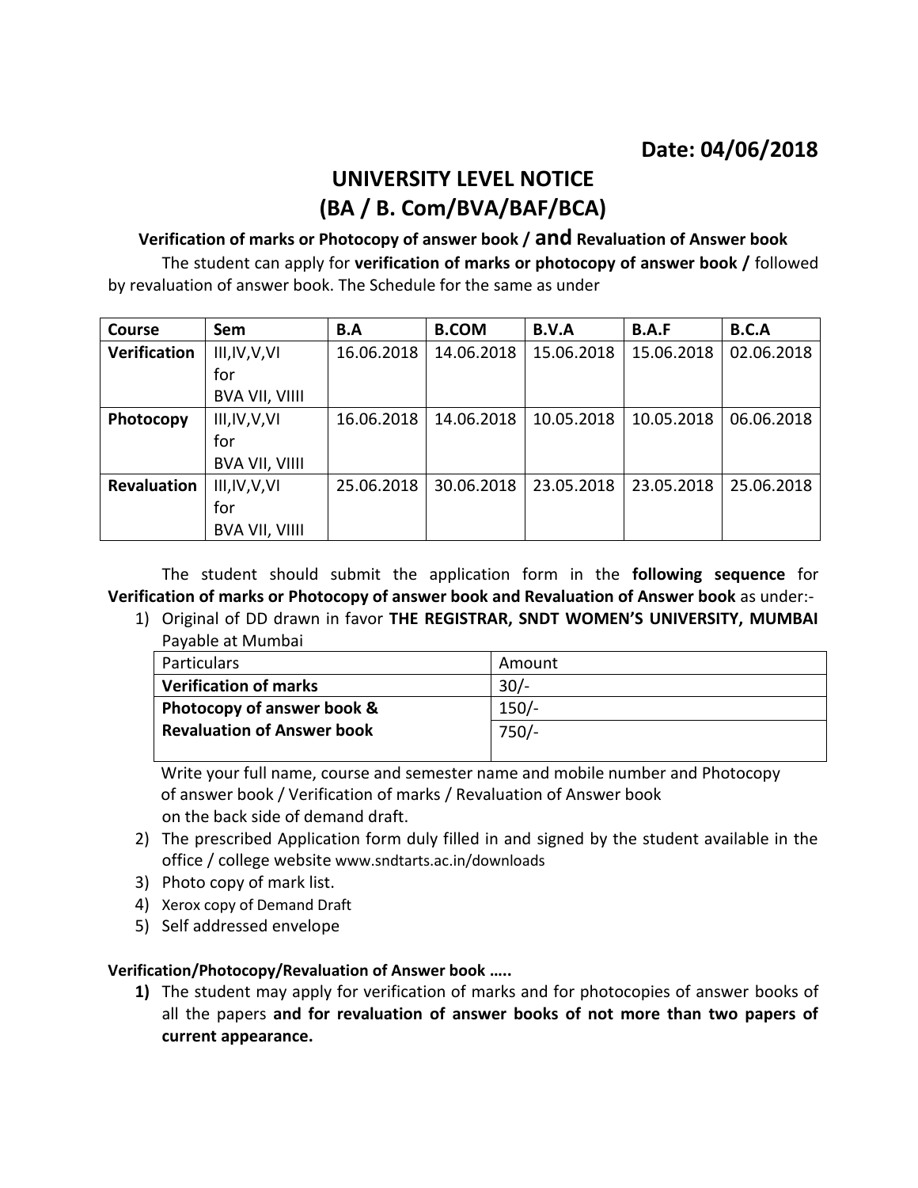**Date: 04/06/2018**

# UNIVERSITY LEVEL NOTICE
# (BA / B. Com/BVA/BAF/BCA)

### Verification of marks or Photocopy of answer book / and Revaluation of Answer book

The student can apply for **verification of marks or photocopy of answer book /** followed by revaluation of answer book. The Schedule for the same as under

| Course | Sem | B.A | B.COM | B.V.A | B.A.F | B.C.A |
|---|---|---|---|---|---|---|
| **Verification** | III,IV,V,VI for BVA VII, VIIII | 16.06.2018 | 14.06.2018 | 15.06.2018 | 15.06.2018 | 02.06.2018 |
| **Photocopy** | III,IV,V,VI for BVA VII, VIIII | 16.06.2018 | 14.06.2018 | 10.05.2018 | 10.05.2018 | 06.06.2018 |
| **Revaluation** | III,IV,V,VI for BVA VII, VIIII | 25.06.2018 | 30.06.2018 | 23.05.2018 | 23.05.2018 | 25.06.2018 |

The student should submit the application form in the **following sequence** for **Verification of marks or Photocopy of answer book and Revaluation of Answer book** as under:-

1) Original of DD drawn in favor **THE REGISTRAR, SNDT WOMEN'S UNIVERSITY, MUMBAI** Payable at Mumbai

| Particulars | Amount |
|---|---|
| **Verification of marks** | 30/- |
| **Photocopy of answer book &** | 150/- |
| **Revaluation of Answer book** | 750/- |

   Write your full name, course and semester name and mobile number and Photocopy of answer book / Verification of marks / Revaluation of Answer book on the back side of demand draft.

2) The prescribed Application form duly filled in and signed by the student available in the office / college website www.sndtarts.ac.in/downloads
3) Photo copy of mark list.
4) Xerox copy of Demand Draft
5) Self addressed envelope

**Verification/Photocopy/Revaluation of Answer book …..**

1) The student may apply for verification of marks and for photocopies of answer books of all the papers **and for revaluation of answer books of not more than two papers of current appearance.**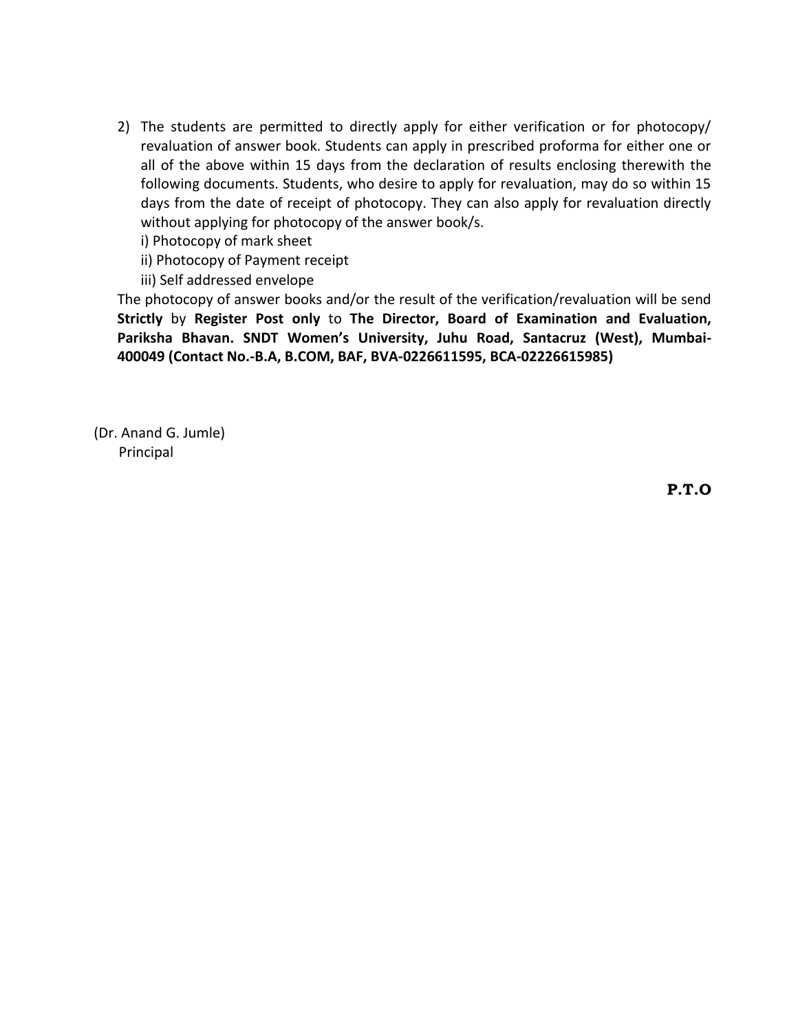2) The students are permitted to directly apply for either verification or for photocopy/ revaluation of answer book. Students can apply in prescribed proforma for either one or all of the above within 15 days from the declaration of results enclosing therewith the following documents. Students, who desire to apply for revaluation, may do so within 15 days from the date of receipt of photocopy. They can also apply for revaluation directly without applying for photocopy of the answer book/s.

   i) Photocopy of mark sheet

   ii) Photocopy of Payment receipt

   iii) Self addressed envelope

The photocopy of answer books and/or the result of the verification/revaluation will be send **Strictly** by **Register Post only** to **The Director, Board of Examination and Evaluation, Pariksha Bhavan. SNDT Women's University, Juhu Road, Santacruz (West), Mumbai-400049 (Contact No.-B.A, B.COM, BAF, BVA-0226611595, BCA-02226615985)**

(Dr. Anand G. Jumle)
Principal

**P.T.O**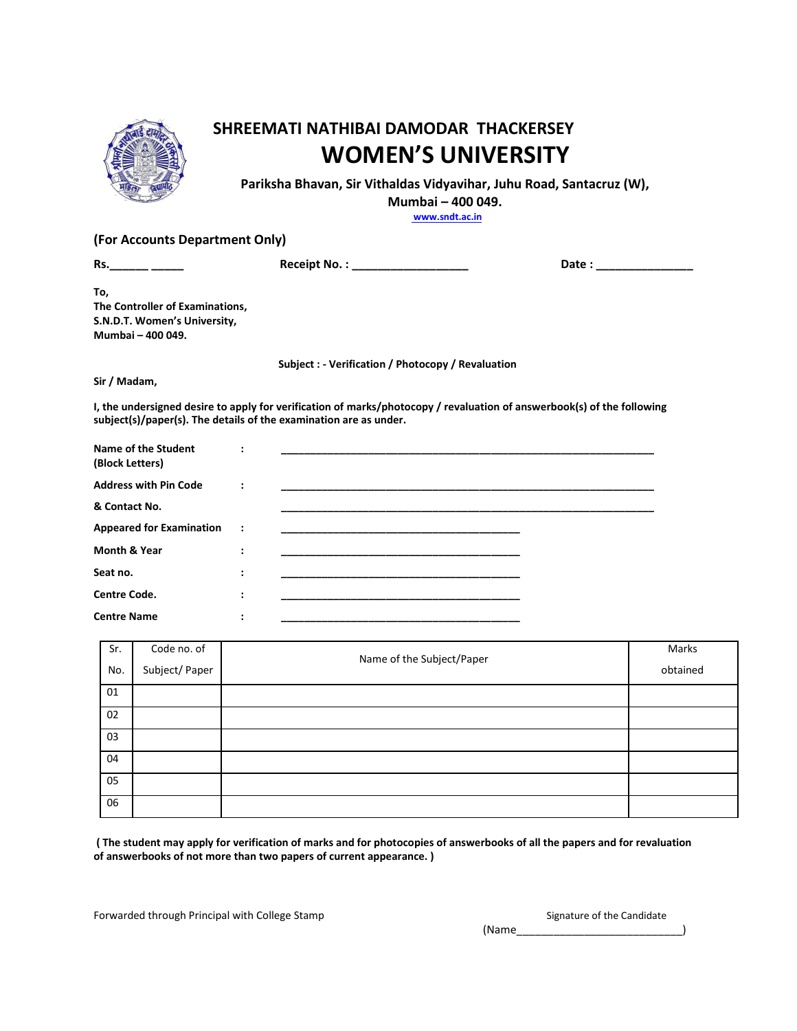# SHREEMATI NATHIBAI DAMODAR THACKERSEY

# WOMEN'S UNIVERSITY

**Pariksha Bhavan, Sir Vithaldas Vidyavihar, Juhu Road, Santacruz (W), Mumbai – 400 049.**

www.sndt.ac.in

**(For Accounts Department Only)**

**Rs.______ _____** **Receipt No. : __________________** **Date : _______________**

**To,**
**The Controller of Examinations,**
**S.N.D.T. Women's University,**
**Mumbai – 400 049.**

**Subject : - Verification / Photocopy / Revaluation**

**Sir / Madam,**

**I, the undersigned desire to apply for verification of marks/photocopy / revaluation of answerbook(s) of the following subject(s)/paper(s). The details of the examination are as under.**

**Name of the Student (Block Letters)** : ________________________________________________________________

**Address with Pin Code** : ________________________________________________________________

**& Contact No.** ________________________________________________________________

**Appeared for Examination** : __________________________________________

**Month & Year** : __________________________________________

**Seat no.** : __________________________________________

**Centre Code.** : __________________________________________

**Centre Name** : __________________________________________

| Sr. No. | Code no. of Subject/ Paper | Name of the Subject/Paper | Marks obtained |
|---|---|---|---|
| 01 | | | |
| 02 | | | |
| 03 | | | |
| 04 | | | |
| 05 | | | |
| 06 | | | |

**( The student may apply for verification of marks and for photocopies of answerbooks of all the papers and for revaluation of answerbooks of not more than two papers of current appearance. )**

Forwarded through Principal with College Stamp

Signature of the Candidate

(Name___________________________)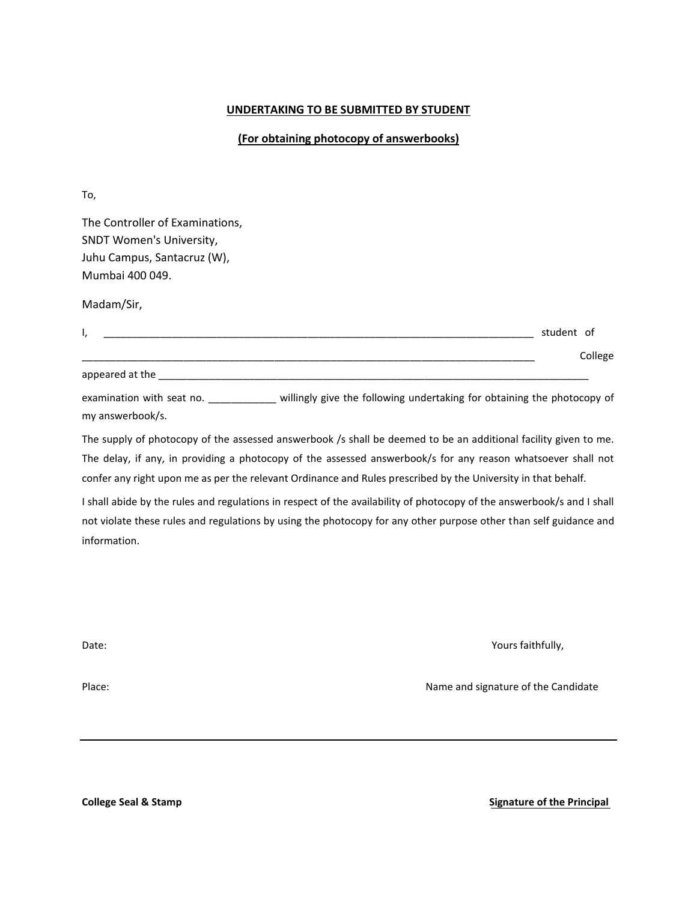**<u>UNDERTAKING TO BE SUBMITTED BY STUDENT</u>**

**<u>(For obtaining photocopy of answerbooks)</u>**

To,

The Controller of Examinations,
SNDT Women's University,
Juhu Campus, Santacruz (W),
Mumbai 400 049.

Madam/Sir,

I, ________________________________________________________________________________ student of ___________________________________________________________________________________ College appeared at the ____________________________________________________________________________________ examination with seat no. ____________ willingly give the following undertaking for obtaining the photocopy of my answerbook/s.

The supply of photocopy of the assessed answerbook /s shall be deemed to be an additional facility given to me. The delay, if any, in providing a photocopy of the assessed answerbook/s for any reason whatsoever shall not confer any right upon me as per the relevant Ordinance and Rules prescribed by the University in that behalf.

I shall abide by the rules and regulations in respect of the availability of photocopy of the answerbook/s and I shall not violate these rules and regulations by using the photocopy for any other purpose other than self guidance and information.

Date: Yours faithfully,

Place: Name and signature of the Candidate

---

**College Seal & Stamp** **<u>Signature of the Principal</u>**